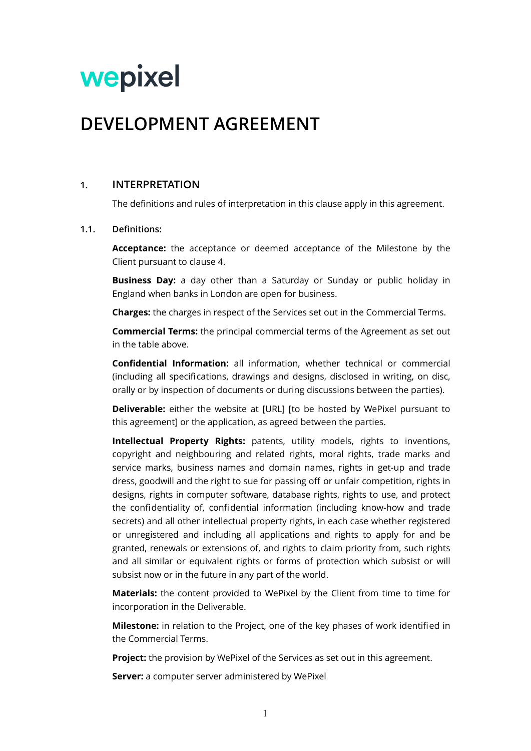wepixel

# DEVELOPMENT AGREEMENT

## 1. INTERPRETATION

The definitions and rules of interpretation in this clause apply in this agreement.

### 1.1. Definitions:

**Acceptance:** the acceptance or deemed acceptance of the Milestone by the Client pursuant to clause 4.

**Business Day:** a day other than a Saturday or Sunday or public holiday in England when banks in London are open for business.

**Charges:** the charges in respect of the Services set out in the Commercial Terms.

**Commercial Terms:** the principal commercial terms of the Agreement as set out in the table above.

**Confidential Information:** all information, whether technical or commercial (including all specifications, drawings and designs, disclosed in writing, on disc, orally or by inspection of documents or during discussions between the parties).

**Deliverable:** either the website at [URL] [to be hosted by WePixel pursuant to this agreement] or the application, as agreed between the parties.

**Intellectual Property Rights:** patents, utility models, rights to inventions, copyright and neighbouring and related rights, moral rights, trade marks and service marks, business names and domain names, rights in get-up and trade dress, goodwill and the right to sue for passing off or unfair competition, rights in designs, rights in computer software, database rights, rights to use, and protect the confidentiality of, confidential information (including know-how and trade secrets) and all other intellectual property rights, in each case whether registered or unregistered and including all applications and rights to apply for and be granted, renewals or extensions of, and rights to claim priority from, such rights and all similar or equivalent rights or forms of protection which subsist or will subsist now or in the future in any part of the world.

**Materials:** the content provided to WePixel by the Client from time to time for incorporation in the Deliverable.

**Milestone:** in relation to the Project, one of the key phases of work identified in the Commercial Terms.

**Project:** the provision by WePixel of the Services as set out in this agreement.

**Server:** a computer server administered by WePixel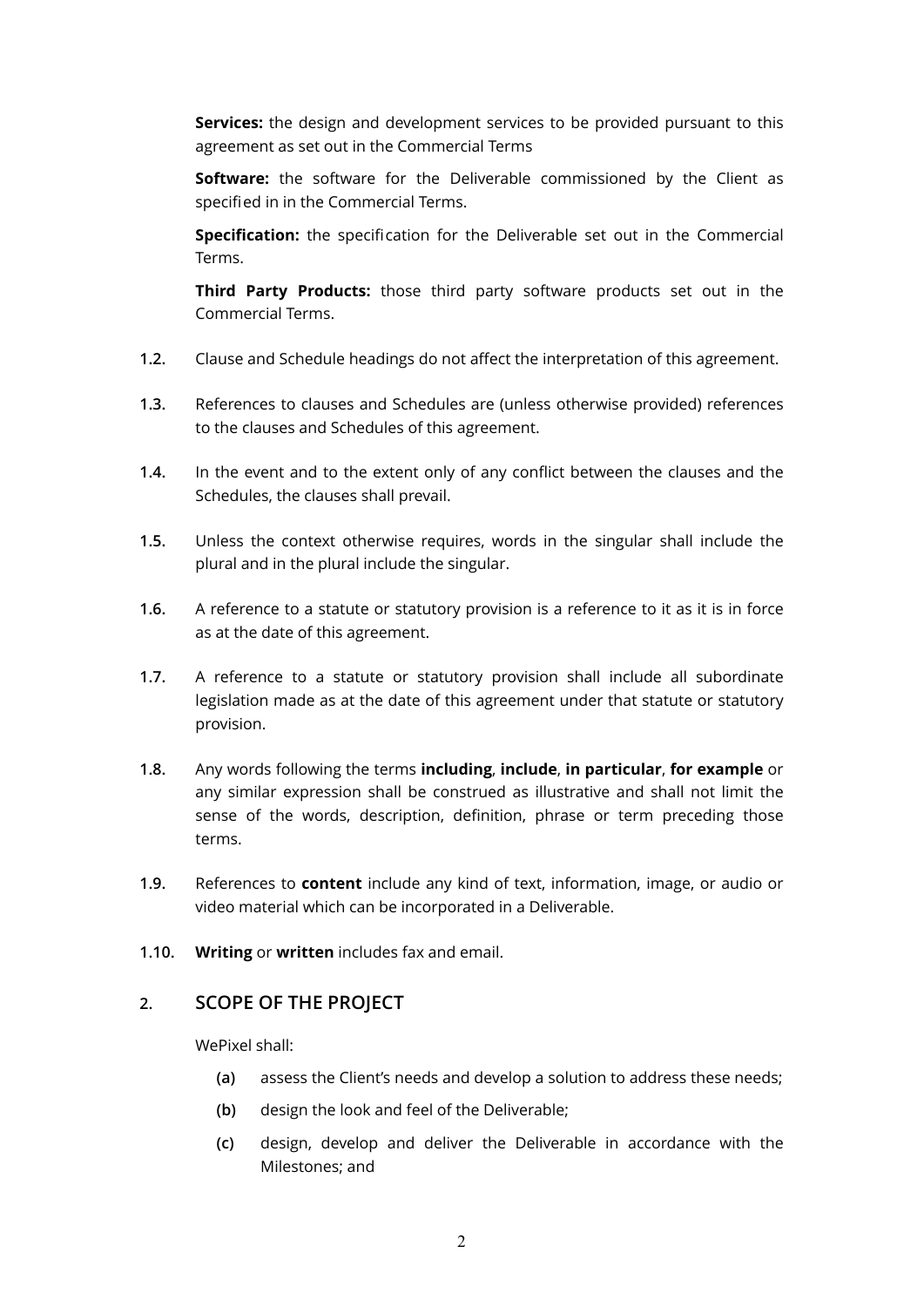**Services:** the design and development services to be provided pursuant to this agreement as set out in the Commercial Terms

**Software:** the software for the Deliverable commissioned by the Client as specified in in the Commercial Terms.

**Specification:** the specification for the Deliverable set out in the Commercial Terms.

**Third Party Products:** those third party software products set out in the Commercial Terms.

**1.2.** Clause and Schedule headings do not affect the interpretation of this agreement.

**1.3.** References to clauses and Schedules are (unless otherwise provided) references to the clauses and Schedules of this agreement.

**1.4.** In the event and to the extent only of any conflict between the clauses and the Schedules, the clauses shall prevail.

**1.5.** Unless the context otherwise requires, words in the singular shall include the plural and in the plural include the singular.

**1.6.** A reference to a statute or statutory provision is a reference to it as it is in force as at the date of this agreement.

**1.7.** A reference to a statute or statutory provision shall include all subordinate legislation made as at the date of this agreement under that statute or statutory provision.

**1.8.** Any words following the terms **including**, **include**, **in particular**, **for example** or any similar expression shall be construed as illustrative and shall not limit the sense of the words, description, definition, phrase or term preceding those terms.

**1.9.** References to **content** include any kind of text, information, image, or audio or video material which can be incorporated in a Deliverable.

**1.10.** **Writing** or **written** includes fax and email.

## 2. SCOPE OF THE PROJECT

WePixel shall:

- **(a)** assess the Client's needs and develop a solution to address these needs;
- **(b)** design the look and feel of the Deliverable;
- **(c)** design, develop and deliver the Deliverable in accordance with the Milestones; and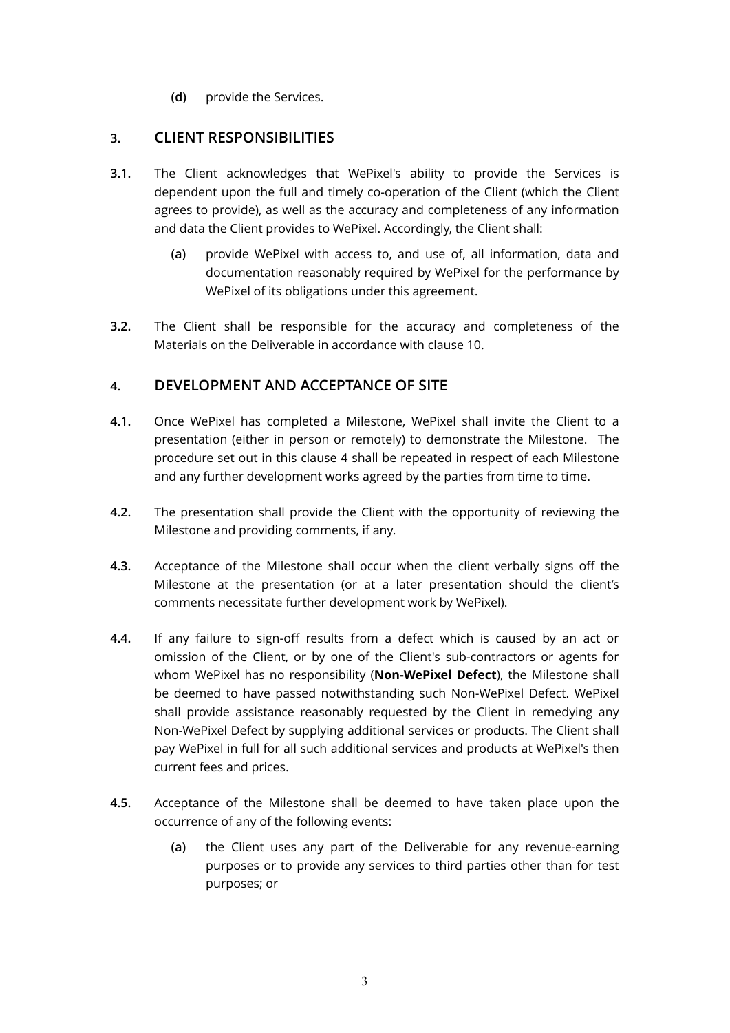**(d)** provide the Services.

## 3. CLIENT RESPONSIBILITIES

**3.1.** The Client acknowledges that WePixel's ability to provide the Services is dependent upon the full and timely co-operation of the Client (which the Client agrees to provide), as well as the accuracy and completeness of any information and data the Client provides to WePixel. Accordingly, the Client shall:

**(a)** provide WePixel with access to, and use of, all information, data and documentation reasonably required by WePixel for the performance by WePixel of its obligations under this agreement.

**3.2.** The Client shall be responsible for the accuracy and completeness of the Materials on the Deliverable in accordance with clause 10.

## 4. DEVELOPMENT AND ACCEPTANCE OF SITE

**4.1.** Once WePixel has completed a Milestone, WePixel shall invite the Client to a presentation (either in person or remotely) to demonstrate the Milestone. The procedure set out in this clause 4 shall be repeated in respect of each Milestone and any further development works agreed by the parties from time to time.

**4.2.** The presentation shall provide the Client with the opportunity of reviewing the Milestone and providing comments, if any.

**4.3.** Acceptance of the Milestone shall occur when the client verbally signs off the Milestone at the presentation (or at a later presentation should the client's comments necessitate further development work by WePixel).

**4.4.** If any failure to sign-off results from a defect which is caused by an act or omission of the Client, or by one of the Client's sub-contractors or agents for whom WePixel has no responsibility (**Non-WePixel Defect**), the Milestone shall be deemed to have passed notwithstanding such Non-WePixel Defect. WePixel shall provide assistance reasonably requested by the Client in remedying any Non-WePixel Defect by supplying additional services or products. The Client shall pay WePixel in full for all such additional services and products at WePixel's then current fees and prices.

**4.5.** Acceptance of the Milestone shall be deemed to have taken place upon the occurrence of any of the following events:

**(a)** the Client uses any part of the Deliverable for any revenue-earning purposes or to provide any services to third parties other than for test purposes; or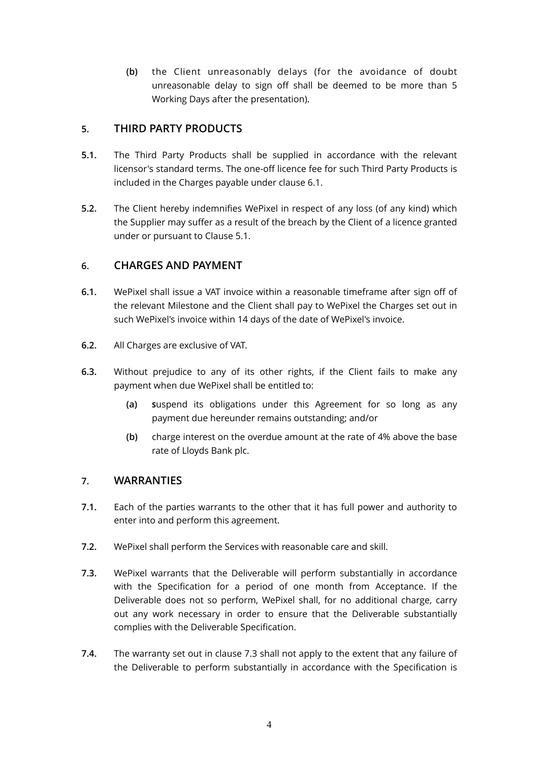(b) the Client unreasonably delays (for the avoidance of doubt unreasonable delay to sign off shall be deemed to be more than 5 Working Days after the presentation).

## 5. THIRD PARTY PRODUCTS

**5.1.** The Third Party Products shall be supplied in accordance with the relevant licensor's standard terms. The one-off licence fee for such Third Party Products is included in the Charges payable under clause 6.1.

**5.2.** The Client hereby indemnifies WePixel in respect of any loss (of any kind) which the Supplier may suffer as a result of the breach by the Client of a licence granted under or pursuant to Clause 5.1.

## 6. CHARGES AND PAYMENT

**6.1.** WePixel shall issue a VAT invoice within a reasonable timeframe after sign off of the relevant Milestone and the Client shall pay to WePixel the Charges set out in such WePixel's invoice within 14 days of the date of WePixel's invoice.

**6.2.** All Charges are exclusive of VAT.

**6.3.** Without prejudice to any of its other rights, if the Client fails to make any payment when due WePixel shall be entitled to:

(a) **s**uspend its obligations under this Agreement for so long as any payment due hereunder remains outstanding; and/or

(b) charge interest on the overdue amount at the rate of 4% above the base rate of Lloyds Bank plc.

## 7. WARRANTIES

**7.1.** Each of the parties warrants to the other that it has full power and authority to enter into and perform this agreement.

**7.2.** WePixel shall perform the Services with reasonable care and skill.

**7.3.** WePixel warrants that the Deliverable will perform substantially in accordance with the Specification for a period of one month from Acceptance. If the Deliverable does not so perform, WePixel shall, for no additional charge, carry out any work necessary in order to ensure that the Deliverable substantially complies with the Deliverable Specification.

**7.4.** The warranty set out in clause 7.3 shall not apply to the extent that any failure of the Deliverable to perform substantially in accordance with the Specification is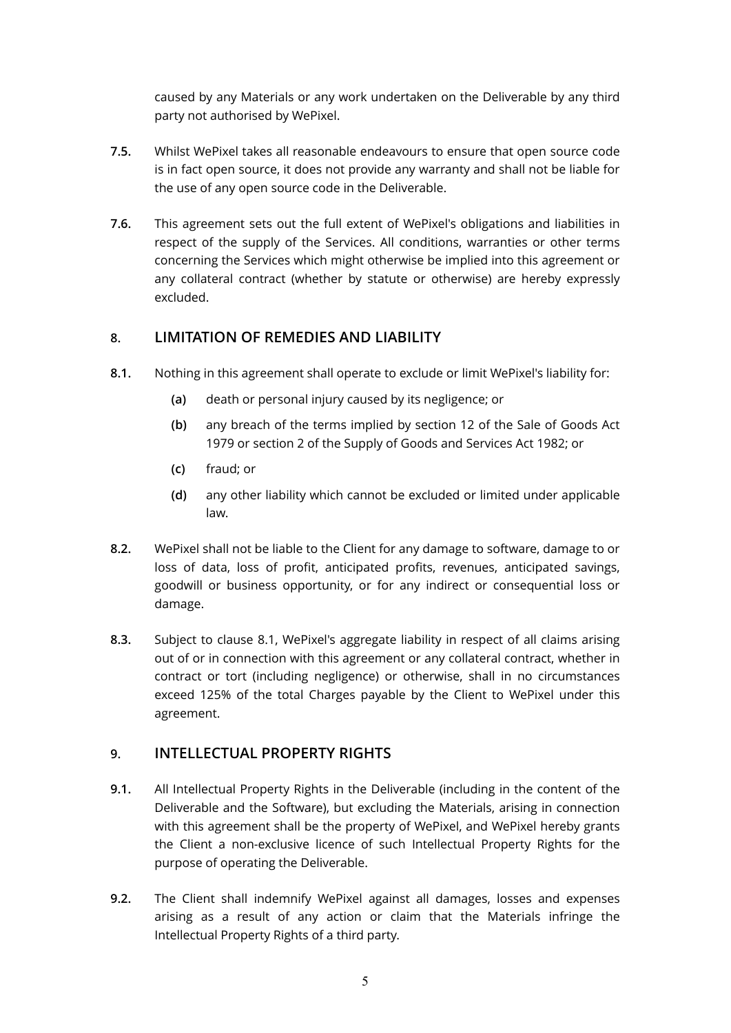caused by any Materials or any work undertaken on the Deliverable by any third party not authorised by WePixel.

**7.5.** Whilst WePixel takes all reasonable endeavours to ensure that open source code is in fact open source, it does not provide any warranty and shall not be liable for the use of any open source code in the Deliverable.

**7.6.** This agreement sets out the full extent of WePixel's obligations and liabilities in respect of the supply of the Services. All conditions, warranties or other terms concerning the Services which might otherwise be implied into this agreement or any collateral contract (whether by statute or otherwise) are hereby expressly excluded.

## 8. LIMITATION OF REMEDIES AND LIABILITY

**8.1.** Nothing in this agreement shall operate to exclude or limit WePixel's liability for:

- **(a)** death or personal injury caused by its negligence; or
- **(b)** any breach of the terms implied by section 12 of the Sale of Goods Act 1979 or section 2 of the Supply of Goods and Services Act 1982; or
- **(c)** fraud; or
- **(d)** any other liability which cannot be excluded or limited under applicable law.

**8.2.** WePixel shall not be liable to the Client for any damage to software, damage to or loss of data, loss of profit, anticipated profits, revenues, anticipated savings, goodwill or business opportunity, or for any indirect or consequential loss or damage.

**8.3.** Subject to clause 8.1, WePixel's aggregate liability in respect of all claims arising out of or in connection with this agreement or any collateral contract, whether in contract or tort (including negligence) or otherwise, shall in no circumstances exceed 125% of the total Charges payable by the Client to WePixel under this agreement.

## 9. INTELLECTUAL PROPERTY RIGHTS

**9.1.** All Intellectual Property Rights in the Deliverable (including in the content of the Deliverable and the Software), but excluding the Materials, arising in connection with this agreement shall be the property of WePixel, and WePixel hereby grants the Client a non-exclusive licence of such Intellectual Property Rights for the purpose of operating the Deliverable.

**9.2.** The Client shall indemnify WePixel against all damages, losses and expenses arising as a result of any action or claim that the Materials infringe the Intellectual Property Rights of a third party.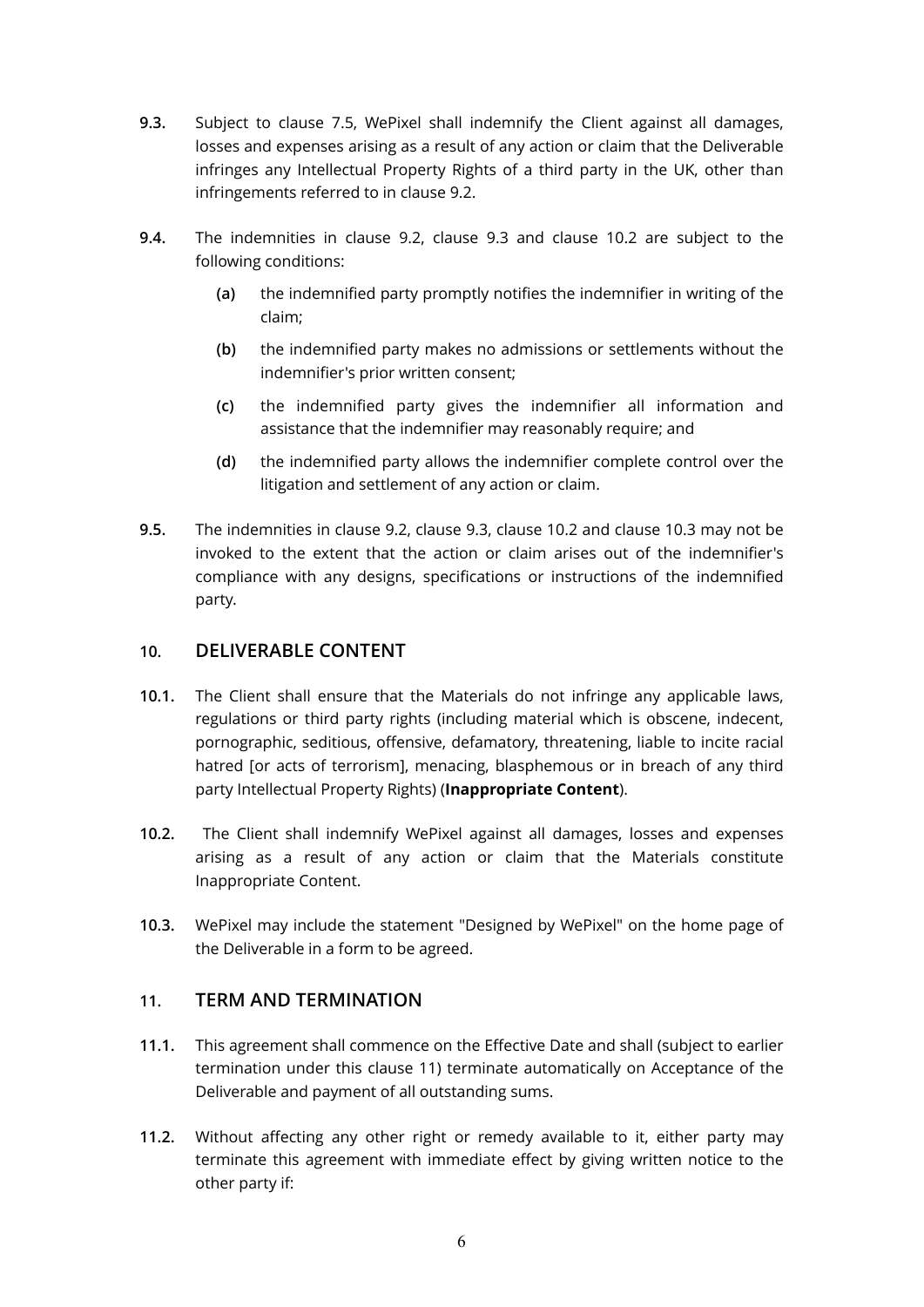**9.3.** Subject to clause 7.5, WePixel shall indemnify the Client against all damages, losses and expenses arising as a result of any action or claim that the Deliverable infringes any Intellectual Property Rights of a third party in the UK, other than infringements referred to in clause 9.2.

**9.4.** The indemnities in clause 9.2, clause 9.3 and clause 10.2 are subject to the following conditions:

- **(a)** the indemnified party promptly notifies the indemnifier in writing of the claim;
- **(b)** the indemnified party makes no admissions or settlements without the indemnifier's prior written consent;
- **(c)** the indemnified party gives the indemnifier all information and assistance that the indemnifier may reasonably require; and
- **(d)** the indemnified party allows the indemnifier complete control over the litigation and settlement of any action or claim.

**9.5.** The indemnities in clause 9.2, clause 9.3, clause 10.2 and clause 10.3 may not be invoked to the extent that the action or claim arises out of the indemnifier's compliance with any designs, specifications or instructions of the indemnified party.

## 10. DELIVERABLE CONTENT

**10.1.** The Client shall ensure that the Materials do not infringe any applicable laws, regulations or third party rights (including material which is obscene, indecent, pornographic, seditious, offensive, defamatory, threatening, liable to incite racial hatred [or acts of terrorism], menacing, blasphemous or in breach of any third party Intellectual Property Rights) (**Inappropriate Content**).

**10.2.** The Client shall indemnify WePixel against all damages, losses and expenses arising as a result of any action or claim that the Materials constitute Inappropriate Content.

**10.3.** WePixel may include the statement "Designed by WePixel" on the home page of the Deliverable in a form to be agreed.

## 11. TERM AND TERMINATION

**11.1.** This agreement shall commence on the Effective Date and shall (subject to earlier termination under this clause 11) terminate automatically on Acceptance of the Deliverable and payment of all outstanding sums.

**11.2.** Without affecting any other right or remedy available to it, either party may terminate this agreement with immediate effect by giving written notice to the other party if: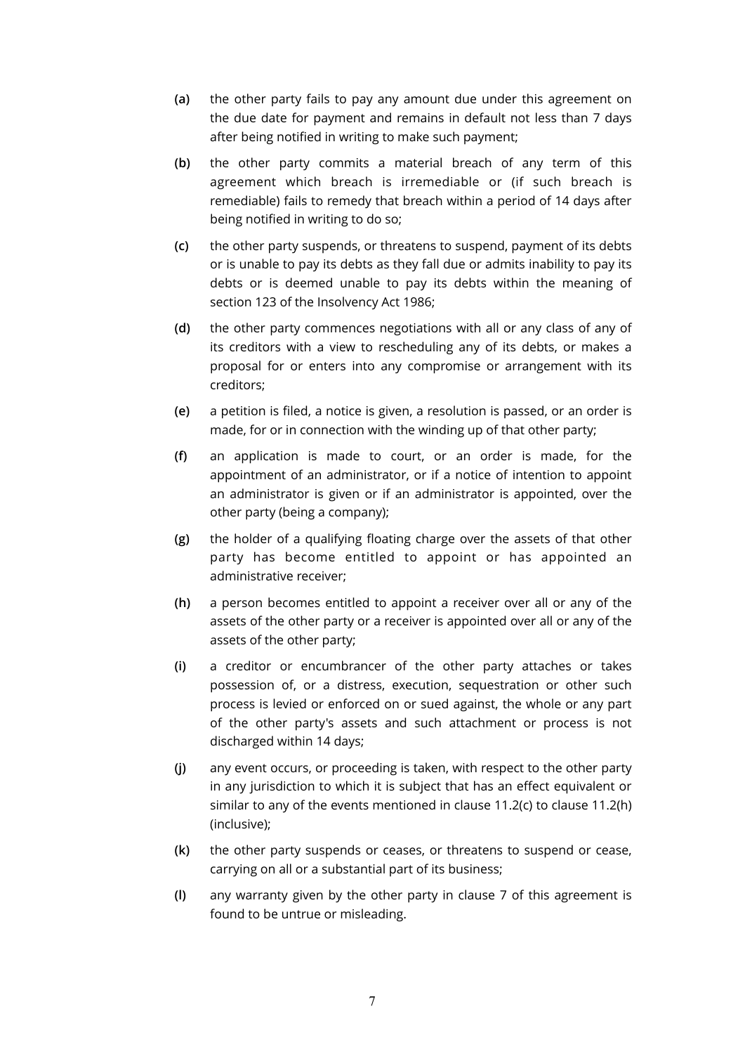- **(a)** the other party fails to pay any amount due under this agreement on the due date for payment and remains in default not less than 7 days after being notified in writing to make such payment;
- **(b)** the other party commits a material breach of any term of this agreement which breach is irremediable or (if such breach is remediable) fails to remedy that breach within a period of 14 days after being notified in writing to do so;
- **(c)** the other party suspends, or threatens to suspend, payment of its debts or is unable to pay its debts as they fall due or admits inability to pay its debts or is deemed unable to pay its debts within the meaning of section 123 of the Insolvency Act 1986;
- **(d)** the other party commences negotiations with all or any class of any of its creditors with a view to rescheduling any of its debts, or makes a proposal for or enters into any compromise or arrangement with its creditors;
- **(e)** a petition is filed, a notice is given, a resolution is passed, or an order is made, for or in connection with the winding up of that other party;
- **(f)** an application is made to court, or an order is made, for the appointment of an administrator, or if a notice of intention to appoint an administrator is given or if an administrator is appointed, over the other party (being a company);
- **(g)** the holder of a qualifying floating charge over the assets of that other party has become entitled to appoint or has appointed an administrative receiver;
- **(h)** a person becomes entitled to appoint a receiver over all or any of the assets of the other party or a receiver is appointed over all or any of the assets of the other party;
- **(i)** a creditor or encumbrancer of the other party attaches or takes possession of, or a distress, execution, sequestration or other such process is levied or enforced on or sued against, the whole or any part of the other party's assets and such attachment or process is not discharged within 14 days;
- **(j)** any event occurs, or proceeding is taken, with respect to the other party in any jurisdiction to which it is subject that has an effect equivalent or similar to any of the events mentioned in clause 11.2(c) to clause 11.2(h) (inclusive);
- **(k)** the other party suspends or ceases, or threatens to suspend or cease, carrying on all or a substantial part of its business;
- **(l)** any warranty given by the other party in clause 7 of this agreement is found to be untrue or misleading.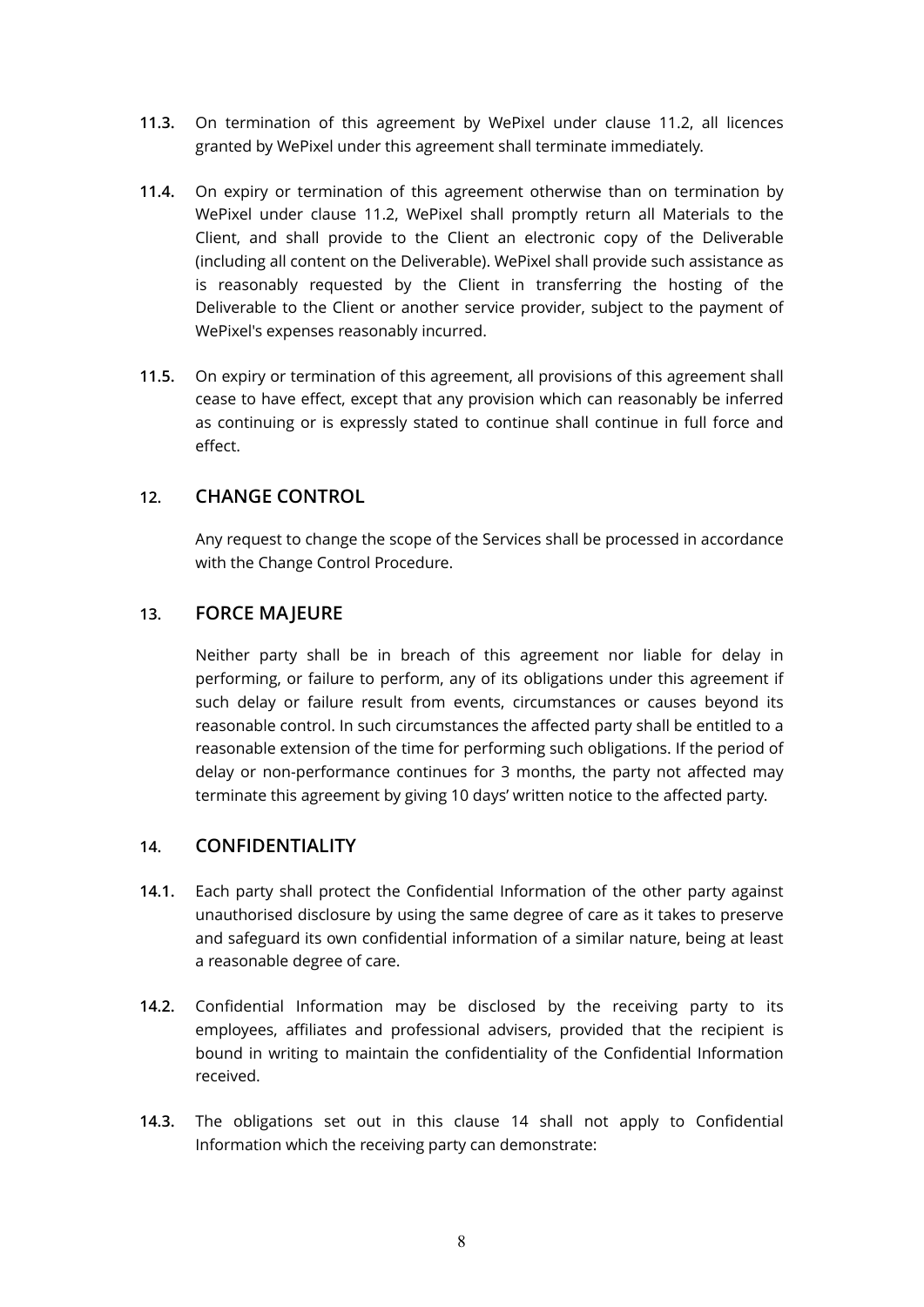**11.3.** On termination of this agreement by WePixel under clause 11.2, all licences granted by WePixel under this agreement shall terminate immediately.

**11.4.** On expiry or termination of this agreement otherwise than on termination by WePixel under clause 11.2, WePixel shall promptly return all Materials to the Client, and shall provide to the Client an electronic copy of the Deliverable (including all content on the Deliverable). WePixel shall provide such assistance as is reasonably requested by the Client in transferring the hosting of the Deliverable to the Client or another service provider, subject to the payment of WePixel's expenses reasonably incurred.

**11.5.** On expiry or termination of this agreement, all provisions of this agreement shall cease to have effect, except that any provision which can reasonably be inferred as continuing or is expressly stated to continue shall continue in full force and effect.

## 12. CHANGE CONTROL

Any request to change the scope of the Services shall be processed in accordance with the Change Control Procedure.

## 13. FORCE MAJEURE

Neither party shall be in breach of this agreement nor liable for delay in performing, or failure to perform, any of its obligations under this agreement if such delay or failure result from events, circumstances or causes beyond its reasonable control. In such circumstances the affected party shall be entitled to a reasonable extension of the time for performing such obligations. If the period of delay or non-performance continues for 3 months, the party not affected may terminate this agreement by giving 10 days' written notice to the affected party.

## 14. CONFIDENTIALITY

**14.1.** Each party shall protect the Confidential Information of the other party against unauthorised disclosure by using the same degree of care as it takes to preserve and safeguard its own confidential information of a similar nature, being at least a reasonable degree of care.

**14.2.** Confidential Information may be disclosed by the receiving party to its employees, affiliates and professional advisers, provided that the recipient is bound in writing to maintain the confidentiality of the Confidential Information received.

**14.3.** The obligations set out in this clause 14 shall not apply to Confidential Information which the receiving party can demonstrate: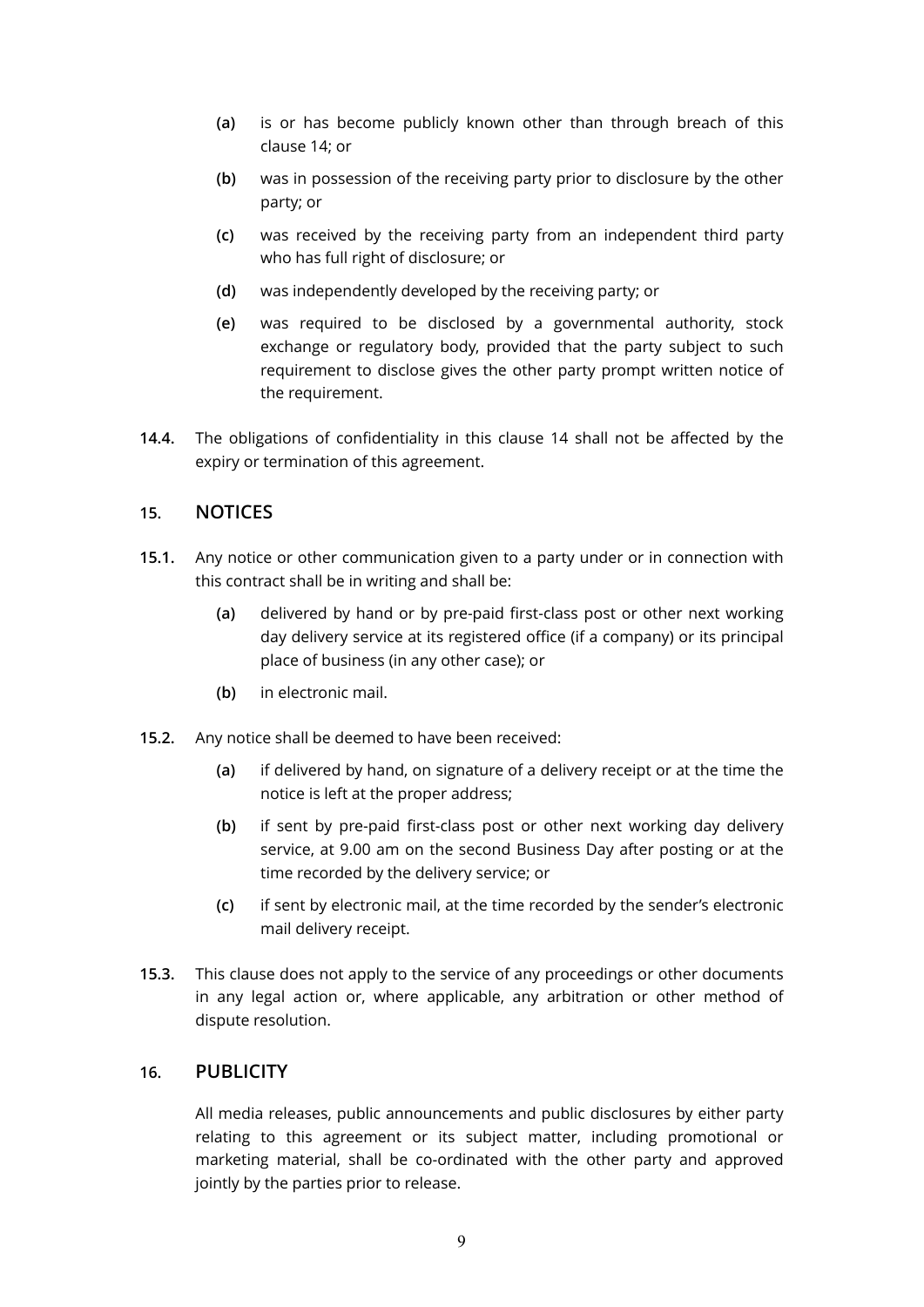- **(a)** is or has become publicly known other than through breach of this clause 14; or
- **(b)** was in possession of the receiving party prior to disclosure by the other party; or
- **(c)** was received by the receiving party from an independent third party who has full right of disclosure; or
- **(d)** was independently developed by the receiving party; or
- **(e)** was required to be disclosed by a governmental authority, stock exchange or regulatory body, provided that the party subject to such requirement to disclose gives the other party prompt written notice of the requirement.

**14.4.** The obligations of confidentiality in this clause 14 shall not be affected by the expiry or termination of this agreement.

## 15. NOTICES

**15.1.** Any notice or other communication given to a party under or in connection with this contract shall be in writing and shall be:

- **(a)** delivered by hand or by pre-paid first-class post or other next working day delivery service at its registered office (if a company) or its principal place of business (in any other case); or
- **(b)** in electronic mail.

**15.2.** Any notice shall be deemed to have been received:

- **(a)** if delivered by hand, on signature of a delivery receipt or at the time the notice is left at the proper address;
- **(b)** if sent by pre-paid first-class post or other next working day delivery service, at 9.00 am on the second Business Day after posting or at the time recorded by the delivery service; or
- **(c)** if sent by electronic mail, at the time recorded by the sender's electronic mail delivery receipt.

**15.3.** This clause does not apply to the service of any proceedings or other documents in any legal action or, where applicable, any arbitration or other method of dispute resolution.

## 16. PUBLICITY

All media releases, public announcements and public disclosures by either party relating to this agreement or its subject matter, including promotional or marketing material, shall be co-ordinated with the other party and approved jointly by the parties prior to release.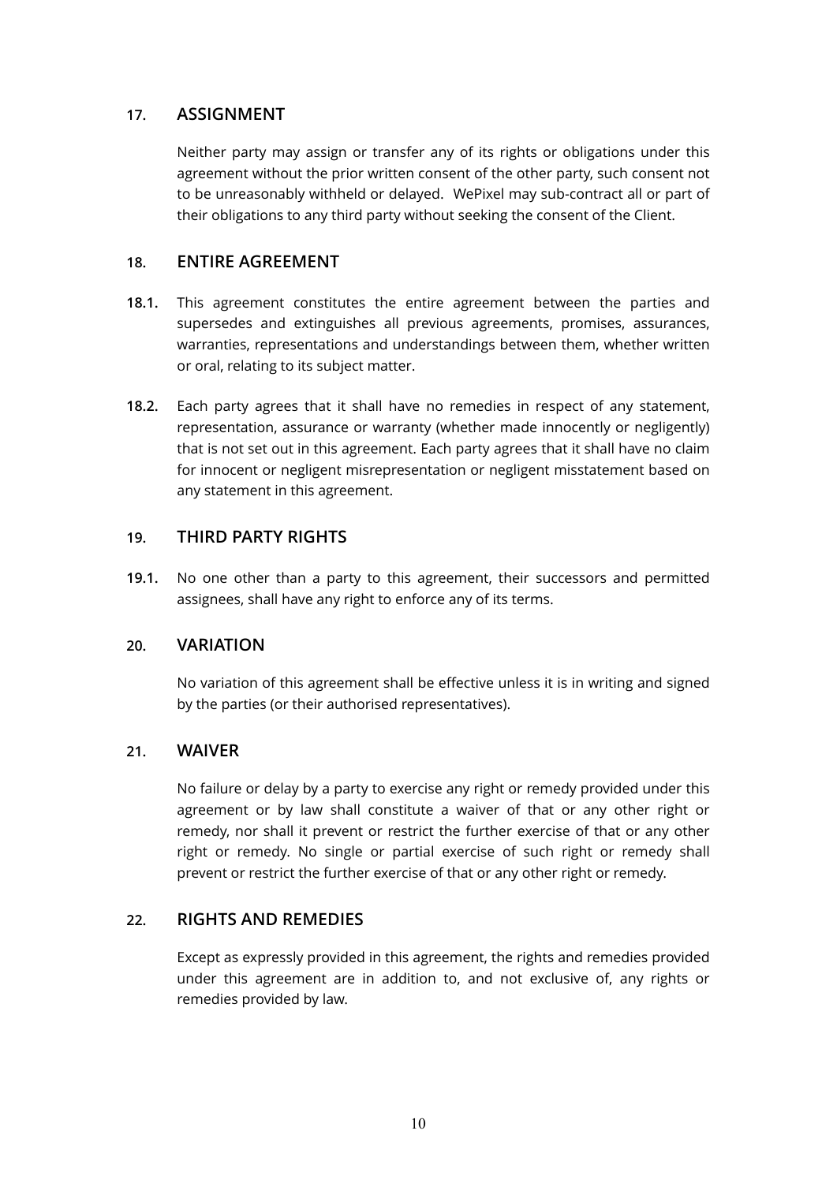## 17. ASSIGNMENT

Neither party may assign or transfer any of its rights or obligations under this agreement without the prior written consent of the other party, such consent not to be unreasonably withheld or delayed. WePixel may sub-contract all or part of their obligations to any third party without seeking the consent of the Client.

## 18. ENTIRE AGREEMENT

**18.1.** This agreement constitutes the entire agreement between the parties and supersedes and extinguishes all previous agreements, promises, assurances, warranties, representations and understandings between them, whether written or oral, relating to its subject matter.

**18.2.** Each party agrees that it shall have no remedies in respect of any statement, representation, assurance or warranty (whether made innocently or negligently) that is not set out in this agreement. Each party agrees that it shall have no claim for innocent or negligent misrepresentation or negligent misstatement based on any statement in this agreement.

## 19. THIRD PARTY RIGHTS

**19.1.** No one other than a party to this agreement, their successors and permitted assignees, shall have any right to enforce any of its terms.

## 20. VARIATION

No variation of this agreement shall be effective unless it is in writing and signed by the parties (or their authorised representatives).

## 21. WAIVER

No failure or delay by a party to exercise any right or remedy provided under this agreement or by law shall constitute a waiver of that or any other right or remedy, nor shall it prevent or restrict the further exercise of that or any other right or remedy. No single or partial exercise of such right or remedy shall prevent or restrict the further exercise of that or any other right or remedy.

## 22. RIGHTS AND REMEDIES

Except as expressly provided in this agreement, the rights and remedies provided under this agreement are in addition to, and not exclusive of, any rights or remedies provided by law.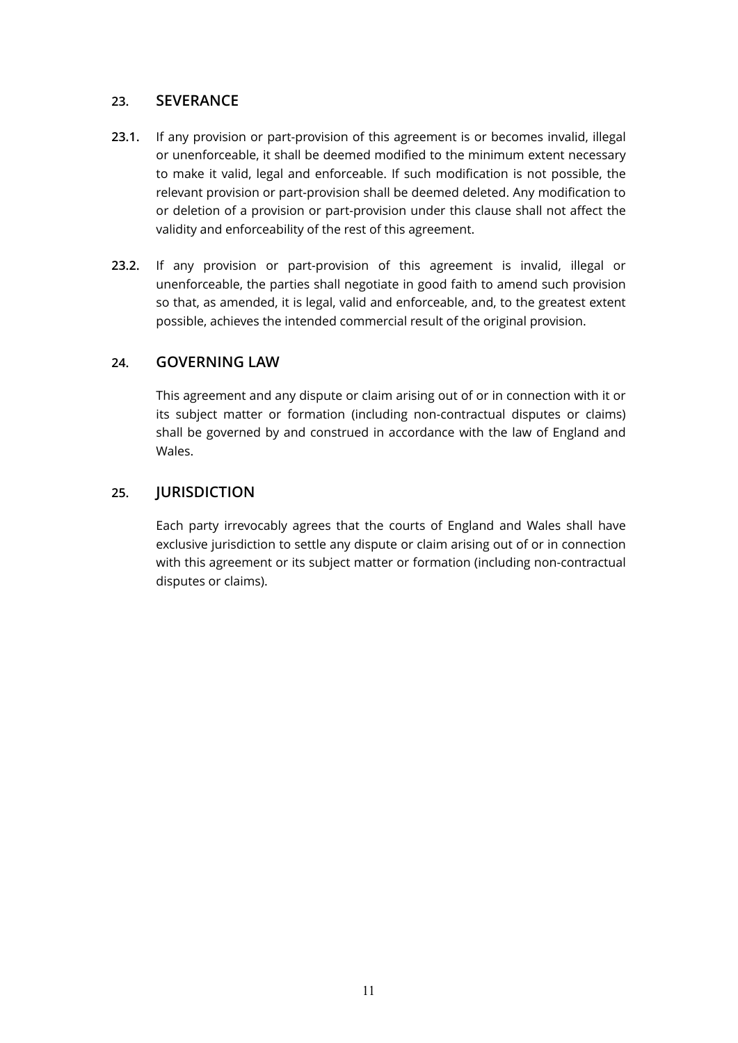## 23. SEVERANCE

**23.1.** If any provision or part-provision of this agreement is or becomes invalid, illegal or unenforceable, it shall be deemed modified to the minimum extent necessary to make it valid, legal and enforceable. If such modification is not possible, the relevant provision or part-provision shall be deemed deleted. Any modification to or deletion of a provision or part-provision under this clause shall not affect the validity and enforceability of the rest of this agreement.

**23.2.** If any provision or part-provision of this agreement is invalid, illegal or unenforceable, the parties shall negotiate in good faith to amend such provision so that, as amended, it is legal, valid and enforceable, and, to the greatest extent possible, achieves the intended commercial result of the original provision.

## 24. GOVERNING LAW

This agreement and any dispute or claim arising out of or in connection with it or its subject matter or formation (including non-contractual disputes or claims) shall be governed by and construed in accordance with the law of England and Wales.

## 25. JURISDICTION

Each party irrevocably agrees that the courts of England and Wales shall have exclusive jurisdiction to settle any dispute or claim arising out of or in connection with this agreement or its subject matter or formation (including non-contractual disputes or claims).